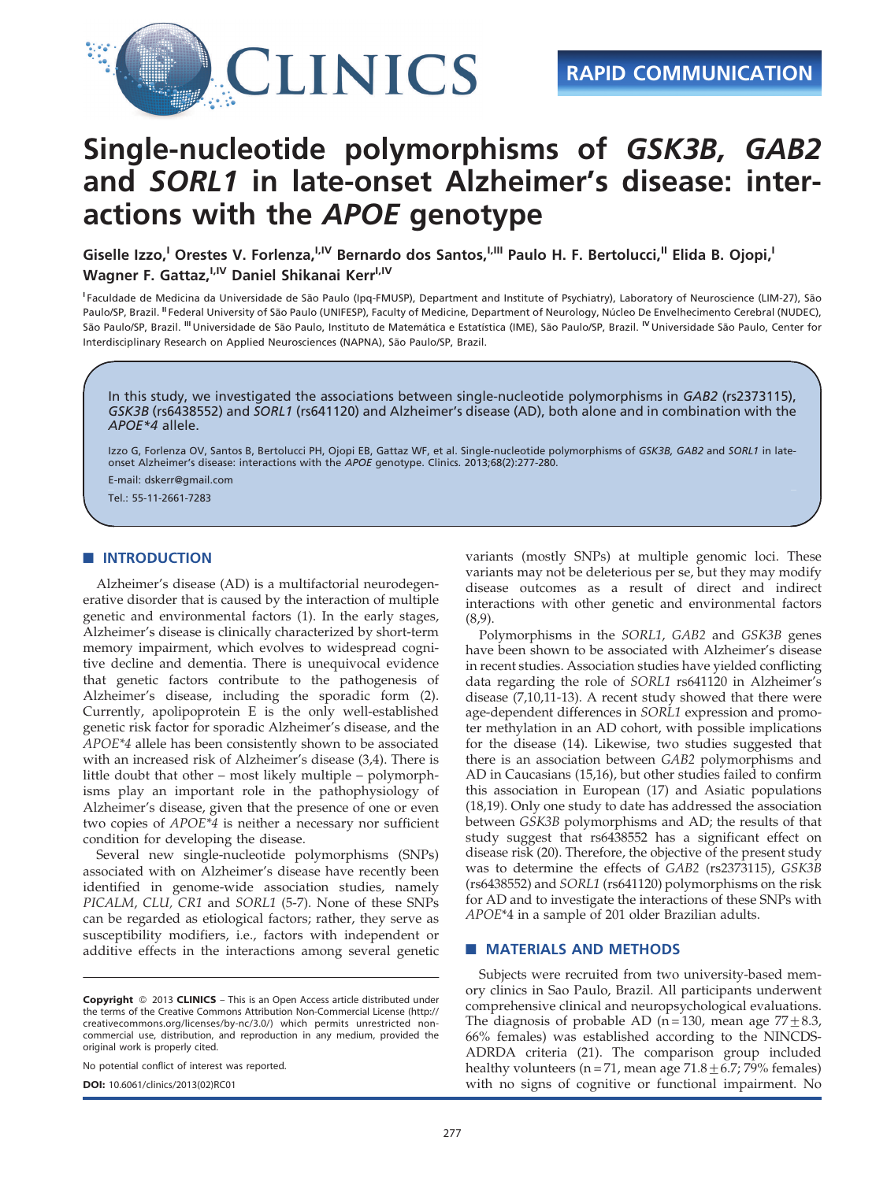# Single-nucleotide polymorphisms of *GSK3B*, *GAB2* and *SORL1* in late-onset Alzheimer's disease: interactions with the *APOE* genotype

**Giselle Izzo,[I] Orestes V. Forlenza,[I,IV] Bernardo dos Santos,[I,III] Paulo H. F. Bertolucci,[II] Elida B. Ojopi,[I] Wagner F. Gattaz,[I,IV] Daniel Shikanai Kerr[I,IV]**

[I] Faculdade de Medicina da Universidade de São Paulo (Ipq-FMUSP), Department and Institute of Psychiatry), Laboratory of Neuroscience (LIM-27), São Paulo/SP, Brazil. [II] Federal University of São Paulo (UNIFESP), Faculty of Medicine, Department of Neurology, Núcleo De Envelhecimento Cerebral (NUDEC), São Paulo/SP, Brazil. [III] Universidade de São Paulo, Instituto de Matemática e Estatística (IME), São Paulo/SP, Brazil. [IV] Universidade São Paulo, Center for Interdisciplinary Research on Applied Neurosciences (NAPNA), São Paulo/SP, Brazil.

In this study, we investigated the associations between single-nucleotide polymorphisms in *GAB2* (rs2373115), *GSK3B* (rs6438552) and *SORL1* (rs641120) and Alzheimer's disease (AD), both alone and in combination with the *APOE*4* allele.

Izzo G, Forlenza OV, Santos B, Bertolucci PH, Ojopi EB, Gattaz WF, et al. Single-nucleotide polymorphisms of *GSK3B*, *GAB2* and *SORL1* in late-onset Alzheimer's disease: interactions with the *APOE* genotype. Clinics. 2013;68(2):277-280.

E-mail: dskerr@gmail.com

Tel.: 55-11-2661-7283

## INTRODUCTION

Alzheimer's disease (AD) is a multifactorial neurodegenerative disorder that is caused by the interaction of multiple genetic and environmental factors (1). In the early stages, Alzheimer's disease is clinically characterized by short-term memory impairment, which evolves to widespread cognitive decline and dementia. There is unequivocal evidence that genetic factors contribute to the pathogenesis of Alzheimer's disease, including the sporadic form (2). Currently, apolipoprotein E is the only well-established genetic risk factor for sporadic Alzheimer's disease, and the *APOE*4* allele has been consistently shown to be associated with an increased risk of Alzheimer's disease (3,4). There is little doubt that other – most likely multiple – polymorphisms play an important role in the pathophysiology of Alzheimer's disease, given that the presence of one or even two copies of *APOE*4* is neither a necessary nor sufficient condition for developing the disease.

Several new single-nucleotide polymorphisms (SNPs) associated with on Alzheimer's disease have recently been identified in genome-wide association studies, namely *PICALM*, *CLU*, *CR1* and *SORL1* (5-7). None of these SNPs can be regarded as etiological factors; rather, they serve as susceptibility modifiers, i.e., factors with independent or additive effects in the interactions among several genetic variants (mostly SNPs) at multiple genomic loci. These variants may not be deleterious per se, but they may modify disease outcomes as a result of direct and indirect interactions with other genetic and environmental factors (8,9).

Polymorphisms in the *SORL1*, *GAB2* and *GSK3B* genes have been shown to be associated with Alzheimer's disease in recent studies. Association studies have yielded conflicting data regarding the role of *SORL1* rs641120 in Alzheimer's disease (7,10,11-13). A recent study showed that there were age-dependent differences in *SORL1* expression and promoter methylation in an AD cohort, with possible implications for the disease (14). Likewise, two studies suggested that there is an association between *GAB2* polymorphisms and AD in Caucasians (15,16), but other studies failed to confirm this association in European (17) and Asiatic populations (18,19). Only one study to date has addressed the association between *GSK3B* polymorphisms and AD; the results of that study suggest that rs6438552 has a significant effect on disease risk (20). Therefore, the objective of the present study was to determine the effects of *GAB2* (rs2373115), *GSK3B* (rs6438552) and *SORL1* (rs641120) polymorphisms on the risk for AD and to investigate the interactions of these SNPs with *APOE*4 in a sample of 201 older Brazilian adults.

## MATERIALS AND METHODS

Subjects were recruited from two university-based memory clinics in Sao Paulo, Brazil. All participants underwent comprehensive clinical and neuropsychological evaluations. The diagnosis of probable AD ($n = 130$, mean age $77 \pm 8.3$, 66% females) was established according to the NINCDS-ADRDA criteria (21). The comparison group included healthy volunteers ($n = 71$, mean age $71.8 \pm 6.7$; 79% females) with no signs of cognitive or functional impairment. No

**Copyright** © 2013 **CLINICS** – This is an Open Access article distributed under the terms of the Creative Commons Attribution Non-Commercial License (http://creativecommons.org/licenses/by-nc/3.0/) which permits unrestricted non-commercial use, distribution, and reproduction in any medium, provided the original work is properly cited.

No potential conflict of interest was reported.

**DOI:** 10.6061/clinics/2013(02)RC01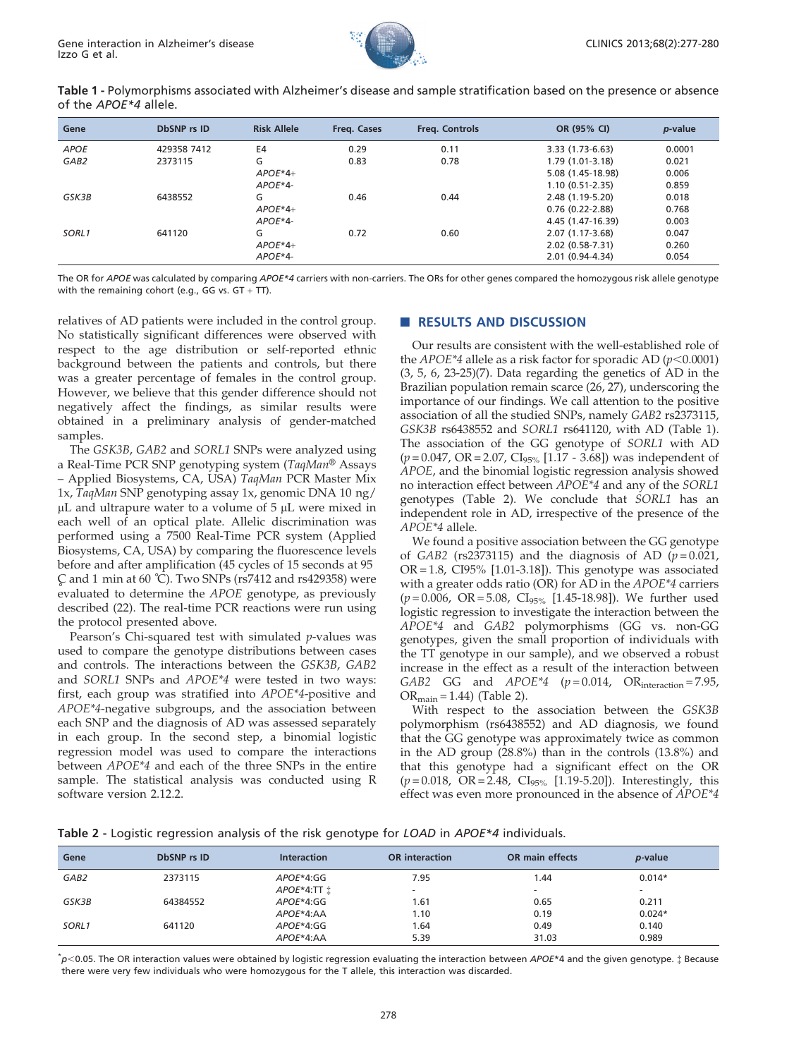**Table 1 -** Polymorphisms associated with Alzheimer's disease and sample stratification based on the presence or absence of the *APOE\*4* allele.

| Gene | DbSNP rs ID | Risk Allele | Freq. Cases | Freq. Controls | OR (95% CI) | *p*-value |
|---|---|---|---|---|---|---|
| *APOE* | 429358 7412 | E4 | 0.29 | 0.11 | 3.33 (1.73-6.63) | 0.0001 |
| *GAB2* | 2373115 | G | 0.83 | 0.78 | 1.79 (1.01-3.18) | 0.021 |
| | | *APOE\*4+* | | | 5.08 (1.45-18.98) | 0.006 |
| | | *APOE\*4-* | | | 1.10 (0.51-2.35) | 0.859 |
| *GSK3B* | 6438552 | G | 0.46 | 0.44 | 2.48 (1.19-5.20) | 0.018 |
| | | *APOE\*4+* | | | 0.76 (0.22-2.88) | 0.768 |
| | | *APOE\*4-* | | | 4.45 (1.47-16.39) | 0.003 |
| *SORL1* | 641120 | G | 0.72 | 0.60 | 2.07 (1.17-3.68) | 0.047 |
| | | *APOE\*4+* | | | 2.02 (0.58-7.31) | 0.260 |
| | | *APOE\*4-* | | | 2.01 (0.94-4.34) | 0.054 |

The OR for *APOE* was calculated by comparing *APOE\*4* carriers with non-carriers. The ORs for other genes compared the homozygous risk allele genotype with the remaining cohort (e.g., GG vs. GT + TT).

relatives of AD patients were included in the control group. No statistically significant differences were observed with respect to the age distribution or self-reported ethnic background between the patients and controls, but there was a greater percentage of females in the control group. However, we believe that this gender difference should not negatively affect the findings, as similar results were obtained in a preliminary analysis of gender-matched samples.

The *GSK3B*, *GAB2* and *SORL1* SNPs were analyzed using a Real-Time PCR SNP genotyping system (*TaqMan*® Assays – Applied Biosystems, CA, USA) *TaqMan* PCR Master Mix 1x, *TaqMan* SNP genotyping assay 1x, genomic DNA 10 ng/µL and ultrapure water to a volume of 5 µL were mixed in each well of an optical plate. Allelic discrimination was performed using a 7500 Real-Time PCR system (Applied Biosystems, CA, USA) by comparing the fluorescence levels before and after amplification (45 cycles of 15 seconds at 95 ℃ and 1 min at 60 ℃). Two SNPs (rs7412 and rs429358) were evaluated to determine the *APOE* genotype, as previously described (22). The real-time PCR reactions were run using the protocol presented above.

Pearson's Chi-squared test with simulated *p*-values was used to compare the genotype distributions between cases and controls. The interactions between the *GSK3B*, *GAB2* and *SORL1* SNPs and *APOE\*4* were tested in two ways: first, each group was stratified into *APOE\*4*-positive and *APOE\*4*-negative subgroups, and the association between each SNP and the diagnosis of AD was assessed separately in each group. In the second step, a binomial logistic regression model was used to compare the interactions between *APOE\*4* and each of the three SNPs in the entire sample. The statistical analysis was conducted using R software version 2.12.2.

## RESULTS AND DISCUSSION

Our results are consistent with the well-established role of the *APOE\*4* allele as a risk factor for sporadic AD ($p<0.0001$) (3, 5, 6, 23-25)(7). Data regarding the genetics of AD in the Brazilian population remain scarce (26, 27), underscoring the importance of our findings. We call attention to the positive association of all the studied SNPs, namely *GAB2* rs2373115, *GSK3B* rs6438552 and *SORL1* rs641120, with AD (Table 1). The association of the GG genotype of *SORL1* with AD ($p=0.047$, OR $=2.07$, $CI_{95\%}$ [1.17 - 3.68]) was independent of *APOE*, and the binomial logistic regression analysis showed no interaction effect between *APOE\*4* and any of the *SORL1* genotypes (Table 2). We conclude that *SORL1* has an independent role in AD, irrespective of the presence of the *APOE\*4* allele.

We found a positive association between the GG genotype of *GAB2* (rs2373115) and the diagnosis of AD ($p=0.021$, OR $=1.8$, CI95% [1.01-3.18]). This genotype was associated with a greater odds ratio (OR) for AD in the *APOE\*4* carriers ($p=0.006$, OR $=5.08$, $CI_{95\%}$ [1.45-18.98]). We further used logistic regression to investigate the interaction between the *APOE\*4* and *GAB2* polymorphisms (GG vs. non-GG genotypes, given the small proportion of individuals with the TT genotype in our sample), and we observed a robust increase in the effect as a result of the interaction between *GAB2* GG and *APOE\*4* ($p=0.014$, $OR_{interaction}=7.95$, $OR_{main}=1.44$) (Table 2).

With respect to the association between the *GSK3B* polymorphism (rs6438552) and AD diagnosis, we found that the GG genotype was approximately twice as common in the AD group (28.8%) than in the controls (13.8%) and that this genotype had a significant effect on the OR ($p=0.018$, OR $=2.48$, $CI_{95\%}$ [1.19-5.20]). Interestingly, this effect was even more pronounced in the absence of *APOE\*4*

**Table 2 -** Logistic regression analysis of the risk genotype for *LOAD* in *APOE\*4* individuals.

| Gene | DbSNP rs ID | Interaction | OR interaction | OR main effects | *p*-value |
|---|---|---|---|---|---|
| *GAB2* | 2373115 | *APOE\*4*:GG | 7.95 | 1.44 | 0.014* |
| | | *APOE\*4*:TT ‡ | - | - | - |
| *GSK3B* | 64384552 | *APOE\*4*:GG | 1.61 | 0.65 | 0.211 |
| | | *APOE\*4*:AA | 1.10 | 0.19 | 0.024* |
| *SORL1* | 641120 | *APOE\*4*:GG | 1.64 | 0.49 | 0.140 |
| | | *APOE\*4*:AA | 5.39 | 31.03 | 0.989 |

*$p<0.05$. The OR interaction values were obtained by logistic regression evaluating the interaction between *APOE\*4* and the given genotype. ‡ Because there were very few individuals who were homozygous for the T allele, this interaction was discarded.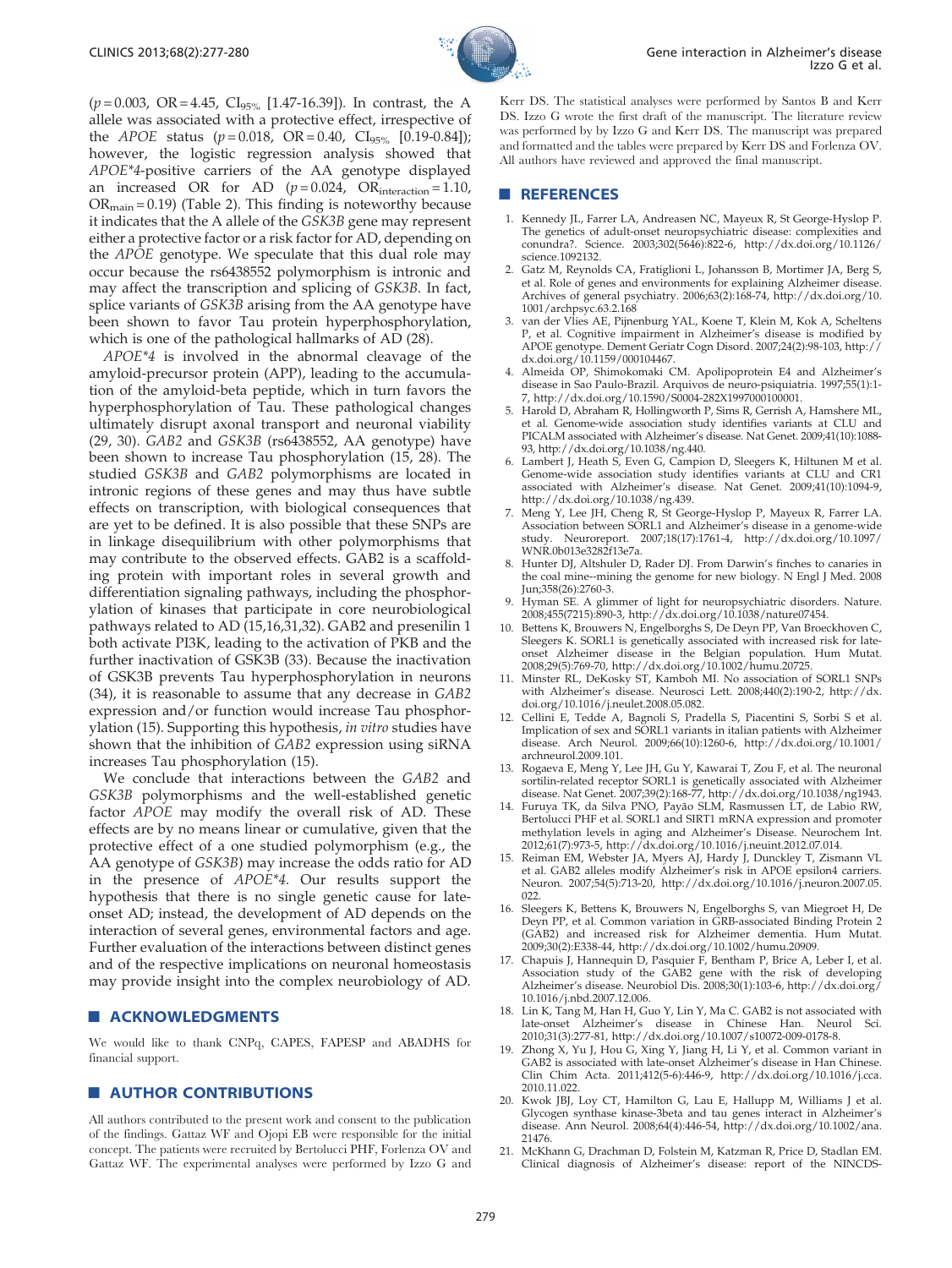($p = 0.003$, OR = 4.45, $CI_{95\%}$ [1.47-16.39]). In contrast, the A allele was associated with a protective effect, irrespective of the *APOE* status ($p = 0.018$, OR = 0.40, $CI_{95\%}$ [0.19-0.84]); however, the logistic regression analysis showed that *APOE\*4*-positive carriers of the AA genotype displayed an increased OR for AD ($p = 0.024$, $OR_{interaction} = 1.10$, $OR_{main} = 0.19$) (Table 2). This finding is noteworthy because it indicates that the A allele of the *GSK3B* gene may represent either a protective factor or a risk factor for AD, depending on the *APOE* genotype. We speculate that this dual role may occur because the rs6438552 polymorphism is intronic and may affect the transcription and splicing of *GSK3B*. In fact, splice variants of *GSK3B* arising from the AA genotype have been shown to favor Tau protein hyperphosphorylation, which is one of the pathological hallmarks of AD (28).

*APOE\*4* is involved in the abnormal cleavage of the amyloid-precursor protein (APP), leading to the accumulation of the amyloid-beta peptide, which in turn favors the hyperphosphorylation of Tau. These pathological changes ultimately disrupt axonal transport and neuronal viability (29, 30). *GAB2* and *GSK3B* (rs6438552, AA genotype) have been shown to increase Tau phosphorylation (15, 28). The studied *GSK3B* and *GAB2* polymorphisms are located in intronic regions of these genes and may thus have subtle effects on transcription, with biological consequences that are yet to be defined. It is also possible that these SNPs are in linkage disequilibrium with other polymorphisms that may contribute to the observed effects. GAB2 is a scaffolding protein with important roles in several growth and differentiation signaling pathways, including the phosphorylation of kinases that participate in core neurobiological pathways related to AD (15,16,31,32). GAB2 and presenilin 1 both activate PI3K, leading to the activation of PKB and the further inactivation of GSK3B (33). Because the inactivation of GSK3B prevents Tau hyperphosphorylation in neurons (34), it is reasonable to assume that any decrease in *GAB2* expression and/or function would increase Tau phosphorylation (15). Supporting this hypothesis, *in vitro* studies have shown that the inhibition of *GAB2* expression using siRNA increases Tau phosphorylation (15).

We conclude that interactions between the *GAB2* and *GSK3B* polymorphisms and the well-established genetic factor *APOE* may modify the overall risk of AD. These effects are by no means linear or cumulative, given that the protective effect of a one studied polymorphism (e.g., the AA genotype of *GSK3B*) may increase the odds ratio for AD in the presence of *APOE\*4*. Our results support the hypothesis that there is no single genetic cause for late-onset AD; instead, the development of AD depends on the interaction of several genes, environmental factors and age. Further evaluation of the interactions between distinct genes and of the respective implications on neuronal homeostasis may provide insight into the complex neurobiology of AD.

## ACKNOWLEDGMENTS

We would like to thank CNPq, CAPES, FAPESP and ABADHS for financial support.

## AUTHOR CONTRIBUTIONS

All authors contributed to the present work and consent to the publication of the findings. Gattaz WF and Ojopi EB were responsible for the initial concept. The patients were recruited by Bertolucci PHF, Forlenza OV and Gattaz WF. The experimental analyses were performed by Izzo G and Kerr DS. The statistical analyses were performed by Santos B and Kerr DS. Izzo G wrote the first draft of the manuscript. The literature review was performed by by Izzo G and Kerr DS. The manuscript was prepared and formatted and the tables were prepared by Kerr DS and Forlenza OV. All authors have reviewed and approved the final manuscript.

## REFERENCES

1. Kennedy JL, Farrer LA, Andreasen NC, Mayeux R, St George-Hyslop P. The genetics of adult-onset neuropsychiatric disease: complexities and conundra?. Science. 2003;302(5646):822-6, http://dx.doi.org/10.1126/science.1092132.
2. Gatz M, Reynolds CA, Fratiglioni L, Johansson B, Mortimer JA, Berg S, et al. Role of genes and environments for explaining Alzheimer disease. Archives of general psychiatry. 2006;63(2):168-74, http://dx.doi.org/10.1001/archpsyc.63.2.168
3. van der Vlies AE, Pijnenburg YAL, Koene T, Klein M, Kok A, Scheltens P, et al. Cognitive impairment in Alzheimer's disease is modified by APOE genotype. Dement Geriatr Cogn Disord. 2007;24(2):98-103, http://dx.doi.org/10.1159/000104467.
4. Almeida OP, Shimokomaki CM. Apolipoprotein E4 and Alzheimer's disease in Sao Paulo-Brazil. Arquivos de neuro-psiquiatria. 1997;55(1):1-7, http://dx.doi.org/10.1590/S0004-282X1997000100001.
5. Harold D, Abraham R, Hollingworth P, Sims R, Gerrish A, Hamshere ML, et al. Genome-wide association study identifies variants at CLU and PICALM associated with Alzheimer's disease. Nat Genet. 2009;41(10):1088-93, http://dx.doi.org/10.1038/ng.440.
6. Lambert J, Heath S, Even G, Campion D, Sleegers K, Hiltunen M et al. Genome-wide association study identifies variants at CLU and CR1 associated with Alzheimer's disease. Nat Genet. 2009;41(10):1094-9, http://dx.doi.org/10.1038/ng.439.
7. Meng Y, Lee JH, Cheng R, St George-Hyslop P, Mayeux R, Farrer LA. Association between SORL1 and Alzheimer's disease in a genome-wide study. Neuroreport. 2007;18(17):1761-4, http://dx.doi.org/10.1097/WNR.0b013e3282f13e7a.
8. Hunter DJ, Altshuler D, Rader DJ. From Darwin's finches to canaries in the coal mine--mining the genome for new biology. N Engl J Med. 2008 Jun;358(26):2760-3.
9. Hyman SE. A glimmer of light for neuropsychiatric disorders. Nature. 2008;455(7215):890-3, http://dx.doi.org/10.1038/nature07454.
10. Bettens K, Brouwers N, Engelborghs S, De Deyn PP, Van Broeckhoven C, Sleegers K. SORL1 is genetically associated with increased risk for late-onset Alzheimer disease in the Belgian population. Hum Mutat. 2008;29(5):769-70, http://dx.doi.org/10.1002/humu.20725.
11. Minster RL, DeKosky ST, Kamboh MI. No association of SORL1 SNPs with Alzheimer's disease. Neurosci Lett. 2008;440(2):190-2, http://dx.doi.org/10.1016/j.neulet.2008.05.082.
12. Cellini E, Tedde A, Bagnoli S, Pradella S, Piacentini S, Sorbi S et al. Implication of sex and SORL1 variants in italian patients with Alzheimer disease. Arch Neurol. 2009;66(10):1260-6, http://dx.doi.org/10.1001/archneurol.2009.101.
13. Rogaeva E, Meng Y, Lee JH, Gu Y, Kawarai T, Zou F, et al. The neuronal sortilin-related receptor SORL1 is genetically associated with Alzheimer disease. Nat Genet. 2007;39(2):168-77, http://dx.doi.org/10.1038/ng1943.
14. Furuya TK, da Silva PNO, Payão SLM, Rasmussen LT, de Labio RW, Bertolucci PHF et al. SORL1 and SIRT1 mRNA expression and promoter methylation levels in aging and Alzheimer's Disease. Neurochem Int. 2012;61(7):973-5, http://dx.doi.org/10.1016/j.neuint.2012.07.014.
15. Reiman EM, Webster JA, Myers AJ, Hardy J, Dunckley T, Zismann VL et al. GAB2 alleles modify Alzheimer's risk in APOE epsilon4 carriers. Neuron. 2007;54(5):713-20, http://dx.doi.org/10.1016/j.neuron.2007.05.022.
16. Sleegers K, Bettens K, Brouwers N, Engelborghs S, van Miegroet H, De Deyn PP, et al. Common variation in GRB-associated Binding Protein 2 (GAB2) and increased risk for Alzheimer dementia. Hum Mutat. 2009;30(2):E338-44, http://dx.doi.org/10.1002/humu.20909.
17. Chapuis J, Hannequin D, Pasquier F, Bentham P, Brice A, Leber I, et al. Association study of the GAB2 gene with the risk of developing Alzheimer's disease. Neurobiol Dis. 2008;30(1):103-6, http://dx.doi.org/10.1016/j.nbd.2007.12.006.
18. Lin K, Tang M, Han H, Guo Y, Lin Y, Ma C. GAB2 is not associated with late-onset Alzheimer's disease in Chinese Han. Neurol Sci. 2010;31(3):277-81, http://dx.doi.org/10.1007/s10072-009-0178-8.
19. Zhong X, Yu J, Hou G, Xing Y, Jiang H, Li Y, et al. Common variant in GAB2 is associated with late-onset Alzheimer's disease in Han Chinese. Clin Chim Acta. 2011;412(5-6):446-9, http://dx.doi.org/10.1016/j.cca.2010.11.022.
20. Kwok JBJ, Loy CT, Hamilton G, Lau E, Hallupp M, Williams J et al. Glycogen synthase kinase-3beta and tau genes interact in Alzheimer's disease. Ann Neurol. 2008;64(4):446-54, http://dx.doi.org/10.1002/ana.21476.
21. McKhann G, Drachman D, Folstein M, Katzman R, Price D, Stadlan EM. Clinical diagnosis of Alzheimer's disease: report of the NINCDS-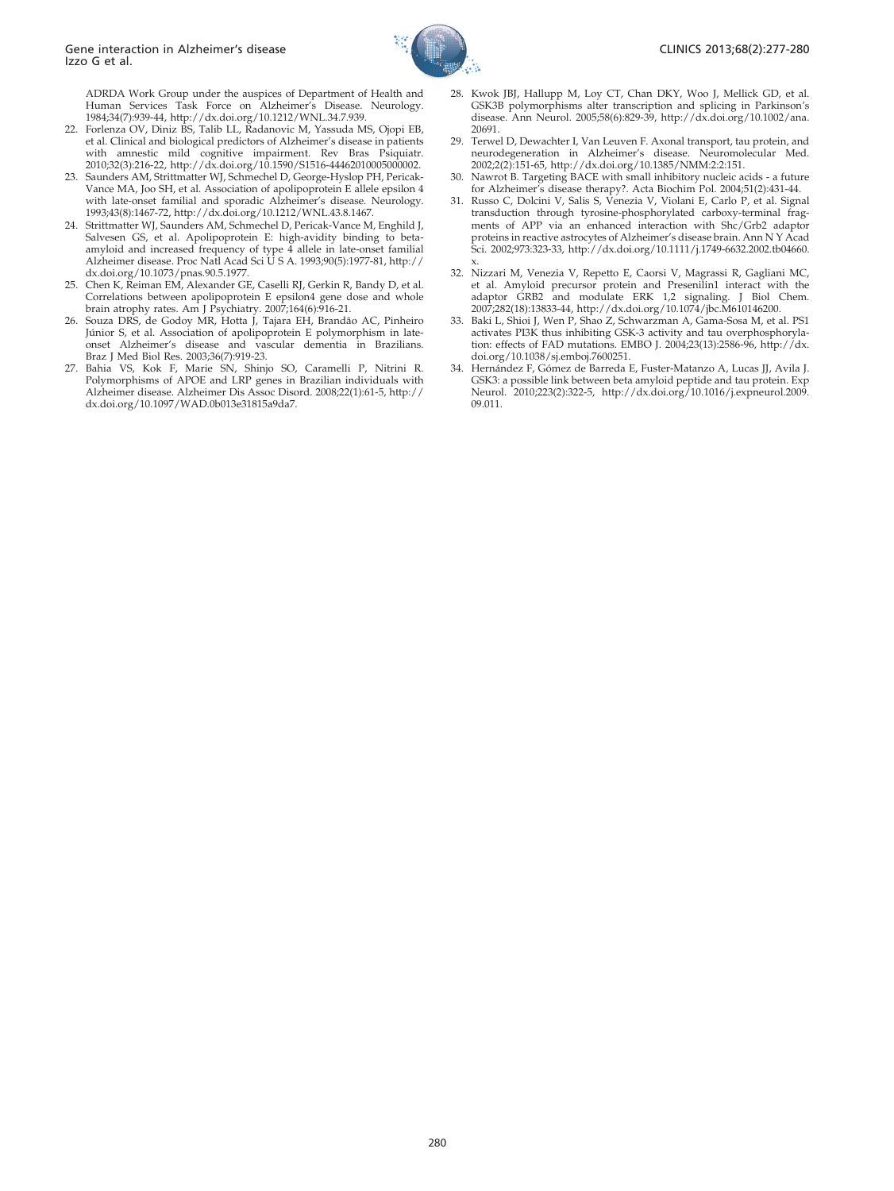ADRDA Work Group under the auspices of Department of Health and Human Services Task Force on Alzheimer's Disease. Neurology. 1984;34(7):939-44, http://dx.doi.org/10.1212/WNL.34.7.939.

22. Forlenza OV, Diniz BS, Talib LL, Radanovic M, Yassuda MS, Ojopi EB, et al. Clinical and biological predictors of Alzheimer's disease in patients with amnestic mild cognitive impairment. Rev Bras Psiquiatr. 2010;32(3):216-22, http://dx.doi.org/10.1590/S1516-44462010005000002.
23. Saunders AM, Strittmatter WJ, Schmechel D, George-Hyslop PH, Pericak-Vance MA, Joo SH, et al. Association of apolipoprotein E allele epsilon 4 with late-onset familial and sporadic Alzheimer's disease. Neurology. 1993;43(8):1467-72, http://dx.doi.org/10.1212/WNL.43.8.1467.
24. Strittmatter WJ, Saunders AM, Schmechel D, Pericak-Vance M, Enghild J, Salvesen GS, et al. Apolipoprotein E: high-avidity binding to beta-amyloid and increased frequency of type 4 allele in late-onset familial Alzheimer disease. Proc Natl Acad Sci U S A. 1993;90(5):1977-81, http://dx.doi.org/10.1073/pnas.90.5.1977.
25. Chen K, Reiman EM, Alexander GE, Caselli RJ, Gerkin R, Bandy D, et al. Correlations between apolipoprotein E epsilon4 gene dose and whole brain atrophy rates. Am J Psychiatry. 2007;164(6):916-21.
26. Souza DRS, de Godoy MR, Hotta J, Tajara EH, Brandão AC, Pinheiro Júnior S, et al. Association of apolipoprotein E polymorphism in late-onset Alzheimer's disease and vascular dementia in Brazilians. Braz J Med Biol Res. 2003;36(7):919-23.
27. Bahia VS, Kok F, Marie SN, Shinjo SO, Caramelli P, Nitrini R. Polymorphisms of APOE and LRP genes in Brazilian individuals with Alzheimer disease. Alzheimer Dis Assoc Disord. 2008;22(1):61-5, http://dx.doi.org/10.1097/WAD.0b013e31815a9da7.
28. Kwok JBJ, Hallupp M, Loy CT, Chan DKY, Woo J, Mellick GD, et al. GSK3B polymorphisms alter transcription and splicing in Parkinson's disease. Ann Neurol. 2005;58(6):829-39, http://dx.doi.org/10.1002/ana.20691.
29. Terwel D, Dewachter I, Van Leuven F. Axonal transport, tau protein, and neurodegeneration in Alzheimer's disease. Neuromolecular Med. 2002;2(2):151-65, http://dx.doi.org/10.1385/NMM:2:2:151.
30. Nawrot B. Targeting BACE with small inhibitory nucleic acids - a future for Alzheimer's disease therapy?. Acta Biochim Pol. 2004;51(2):431-44.
31. Russo C, Dolcini V, Salis S, Venezia V, Violani E, Carlo P, et al. Signal transduction through tyrosine-phosphorylated carboxy-terminal fragments of APP via an enhanced interaction with Shc/Grb2 adaptor proteins in reactive astrocytes of Alzheimer's disease brain. Ann N Y Acad Sci. 2002;973:323-33, http://dx.doi.org/10.1111/j.1749-6632.2002.tb04660.x.
32. Nizzari M, Venezia V, Repetto E, Caorsi V, Magrassi R, Gagliani MC, et al. Amyloid precursor protein and Presenilin1 interact with the adaptor GRB2 and modulate ERK 1,2 signaling. J Biol Chem. 2007;282(18):13833-44, http://dx.doi.org/10.1074/jbc.M610146200.
33. Baki L, Shioi J, Wen P, Shao Z, Schwarzman A, Gama-Sosa M, et al. PS1 activates PI3K thus inhibiting GSK-3 activity and tau overphosphorylation: effects of FAD mutations. EMBO J. 2004;23(13):2586-96, http://dx.doi.org/10.1038/sj.emboj.7600251.
34. Hernández F, Gómez de Barreda E, Fuster-Matanzo A, Lucas JJ, Avila J. GSK3: a possible link between beta amyloid peptide and tau protein. Exp Neurol. 2010;223(2):322-5, http://dx.doi.org/10.1016/j.expneurol.2009.09.011.